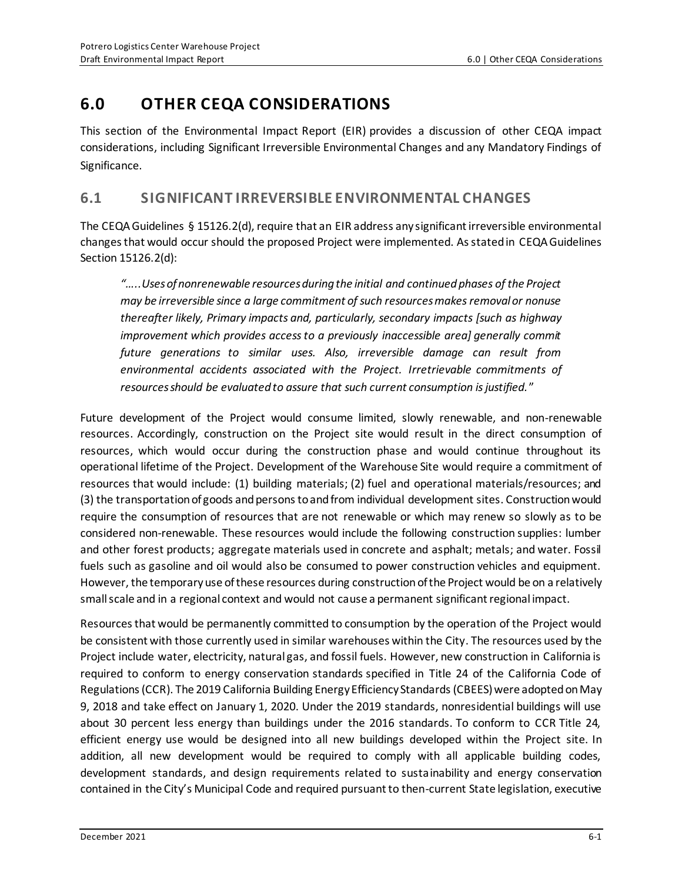# 6.0 OTHER CEQA CONSIDERATIONS

This section of the Environmental Impact Report (EIR) provides a discussion of other CEQA impact considerations, including Significant Irreversible Environmental Changes and any Mandatory Findings of Significance.

## 6.1 SIGNIFICANT IRREVERSIBLE ENVIRONMENTAL CHANGES

The CEQA Guidelines § 15126.2(d), require that an EIR address any significant irreversible environmental changes that would occur should the proposed Project were implemented. As stated in CEQA Guidelines Section 15126.2(d):

> *"…..Uses of nonrenewable resources during the initial and continued phases of the Project may be irreversible since a large commitment of such resources makes removal or nonuse thereafter likely, Primary impacts and, particularly, secondary impacts [such as highway improvement which provides access to a previously inaccessible area] generally commit future generations to similar uses. Also, irreversible damage can result from environmental accidents associated with the Project. Irretrievable commitments of resources should be evaluated to assure that such current consumption is justified."*

Future development of the Project would consume limited, slowly renewable, and non-renewable resources. Accordingly, construction on the Project site would result in the direct consumption of resources, which would occur during the construction phase and would continue throughout its operational lifetime of the Project. Development of the Warehouse Site would require a commitment of resources that would include: (1) building materials; (2) fuel and operational materials/resources; and (3) the transportation of goods and persons to and from individual development sites. Construction would require the consumption of resources that are not renewable or which may renew so slowly as to be considered non-renewable. These resources would include the following construction supplies: lumber and other forest products; aggregate materials used in concrete and asphalt; metals; and water. Fossil fuels such as gasoline and oil would also be consumed to power construction vehicles and equipment. However, the temporary use of these resources during construction of the Project would be on a relatively small scale and in a regional context and would not cause a permanent significant regional impact.

Resources that would be permanently committed to consumption by the operation of the Project would be consistent with those currently used in similar warehouses within the City. The resources used by the Project include water, electricity, natural gas, and fossil fuels. However, new construction in California is required to conform to energy conservation standards specified in Title 24 of the California Code of Regulations (CCR). The 2019 California Building Energy Efficiency Standards (CBEES) were adopted on May 9, 2018 and take effect on January 1, 2020. Under the 2019 standards, nonresidential buildings will use about 30 percent less energy than buildings under the 2016 standards. To conform to CCR Title 24, efficient energy use would be designed into all new buildings developed within the Project site. In addition, all new development would be required to comply with all applicable building codes, development standards, and design requirements related to sustainability and energy conservation contained in the City's Municipal Code and required pursuant to then-current State legislation, executive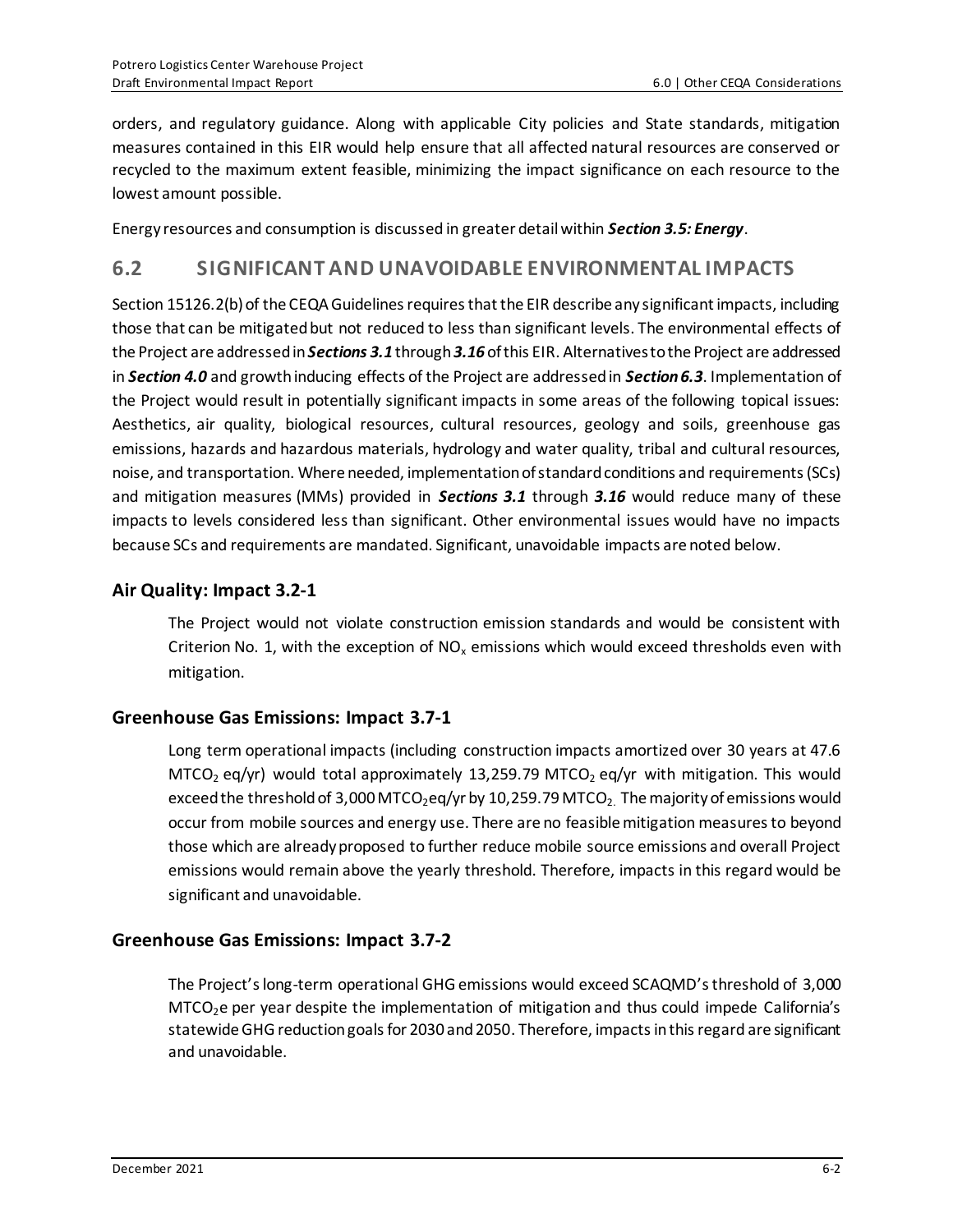orders, and regulatory guidance. Along with applicable City policies and State standards, mitigation measures contained in this EIR would help ensure that all affected natural resources are conserved or recycled to the maximum extent feasible, minimizing the impact significance on each resource to the lowest amount possible.

Energy resources and consumption is discussed in greater detail within ***Section 3.5: Energy***.

## 6.2 SIGNIFICANT AND UNAVOIDABLE ENVIRONMENTAL IMPACTS

Section 15126.2(b) of the CEQA Guidelines requires that the EIR describe any significant impacts, including those that can be mitigated but not reduced to less than significant levels. The environmental effects of the Project are addressed in ***Sections 3.1*** through ***3.16*** of this EIR. Alternatives to the Project are addressed in ***Section 4.0*** and growth inducing effects of the Project are addressed in ***Section 6.3***. Implementation of the Project would result in potentially significant impacts in some areas of the following topical issues: Aesthetics, air quality, biological resources, cultural resources, geology and soils, greenhouse gas emissions, hazards and hazardous materials, hydrology and water quality, tribal and cultural resources, noise, and transportation. Where needed, implementation of standard conditions and requirements (SCs) and mitigation measures (MMs) provided in ***Sections 3.1*** through ***3.16*** would reduce many of these impacts to levels considered less than significant. Other environmental issues would have no impacts because SCs and requirements are mandated. Significant, unavoidable impacts are noted below.

### Air Quality: Impact 3.2-1

The Project would not violate construction emission standards and would be consistent with Criterion No. 1, with the exception of $NO_x$ emissions which would exceed thresholds even with mitigation.

### Greenhouse Gas Emissions: Impact 3.7-1

Long term operational impacts (including construction impacts amortized over 30 years at 47.6 $MTCO_2$ eq/yr) would total approximately 13,259.79 $MTCO_2$ eq/yr with mitigation. This would exceed the threshold of 3,000 $MTCO_2$eq/yr by 10,259.79 $MTCO_2$. The majority of emissions would occur from mobile sources and energy use. There are no feasible mitigation measures to beyond those which are already proposed to further reduce mobile source emissions and overall Project emissions would remain above the yearly threshold. Therefore, impacts in this regard would be significant and unavoidable.

### Greenhouse Gas Emissions: Impact 3.7-2

The Project's long-term operational GHG emissions would exceed SCAQMD's threshold of 3,000 $MTCO_2e$ per year despite the implementation of mitigation and thus could impede California's statewide GHG reduction goals for 2030 and 2050. Therefore, impacts in this regard are significant and unavoidable.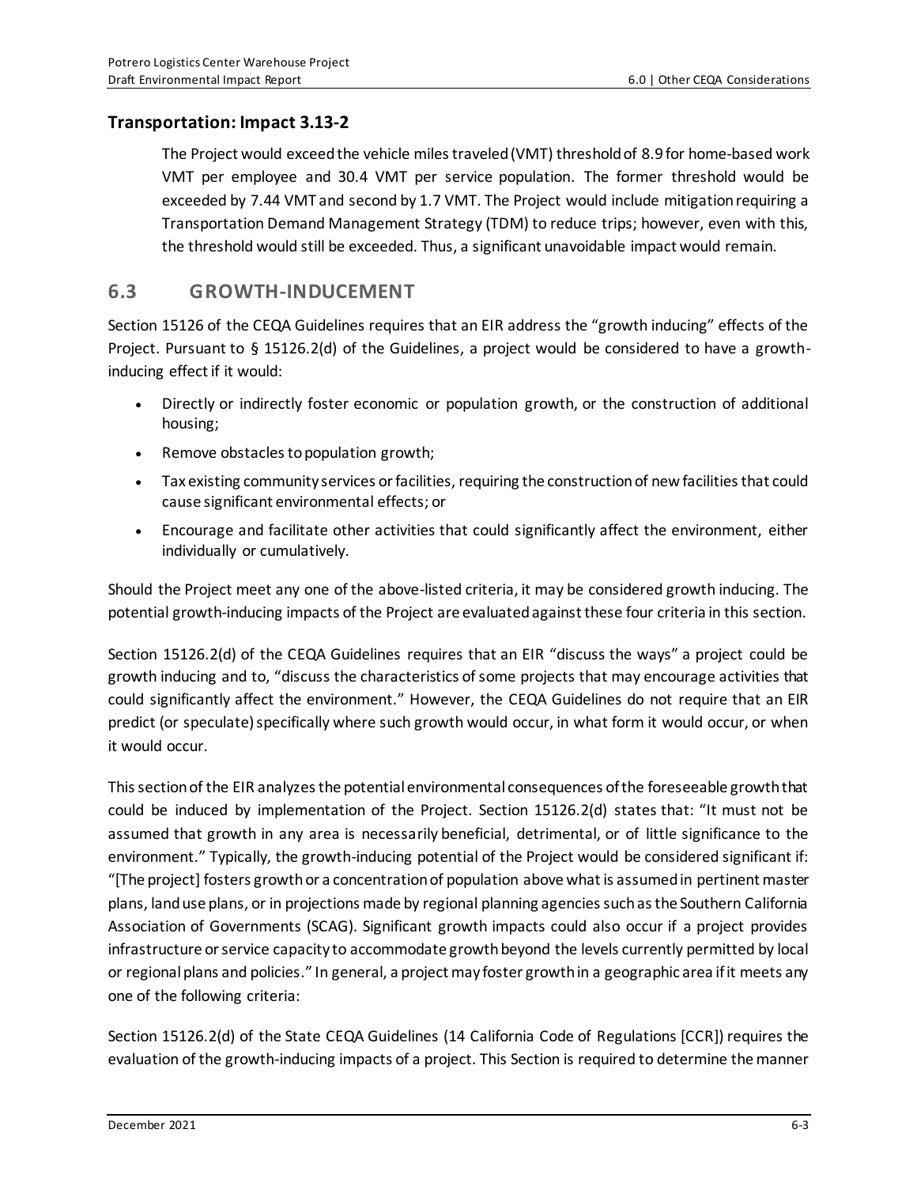### Transportation: Impact 3.13-2

The Project would exceed the vehicle miles traveled (VMT) threshold of 8.9 for home-based work VMT per employee and 30.4 VMT per service population. The former threshold would be exceeded by 7.44 VMT and second by 1.7 VMT. The Project would include mitigation requiring a Transportation Demand Management Strategy (TDM) to reduce trips; however, even with this, the threshold would still be exceeded. Thus, a significant unavoidable impact would remain.

## 6.3 GROWTH-INDUCEMENT

Section 15126 of the CEQA Guidelines requires that an EIR address the "growth inducing" effects of the Project. Pursuant to § 15126.2(d) of the Guidelines, a project would be considered to have a growth-inducing effect if it would:

- Directly or indirectly foster economic or population growth, or the construction of additional housing;
- Remove obstacles to population growth;
- Tax existing community services or facilities, requiring the construction of new facilities that could cause significant environmental effects; or
- Encourage and facilitate other activities that could significantly affect the environment, either individually or cumulatively.

Should the Project meet any one of the above-listed criteria, it may be considered growth inducing. The potential growth-inducing impacts of the Project are evaluated against these four criteria in this section.

Section 15126.2(d) of the CEQA Guidelines requires that an EIR "discuss the ways" a project could be growth inducing and to, "discuss the characteristics of some projects that may encourage activities that could significantly affect the environment." However, the CEQA Guidelines do not require that an EIR predict (or speculate) specifically where such growth would occur, in what form it would occur, or when it would occur.

This section of the EIR analyzes the potential environmental consequences of the foreseeable growth that could be induced by implementation of the Project. Section 15126.2(d) states that: "It must not be assumed that growth in any area is necessarily beneficial, detrimental, or of little significance to the environment." Typically, the growth-inducing potential of the Project would be considered significant if: "[The project] fosters growth or a concentration of population above what is assumed in pertinent master plans, land use plans, or in projections made by regional planning agencies such as the Southern California Association of Governments (SCAG). Significant growth impacts could also occur if a project provides infrastructure or service capacity to accommodate growth beyond the levels currently permitted by local or regional plans and policies." In general, a project may foster growth in a geographic area if it meets any one of the following criteria:

Section 15126.2(d) of the State CEQA Guidelines (14 California Code of Regulations [CCR]) requires the evaluation of the growth-inducing impacts of a project. This Section is required to determine the manner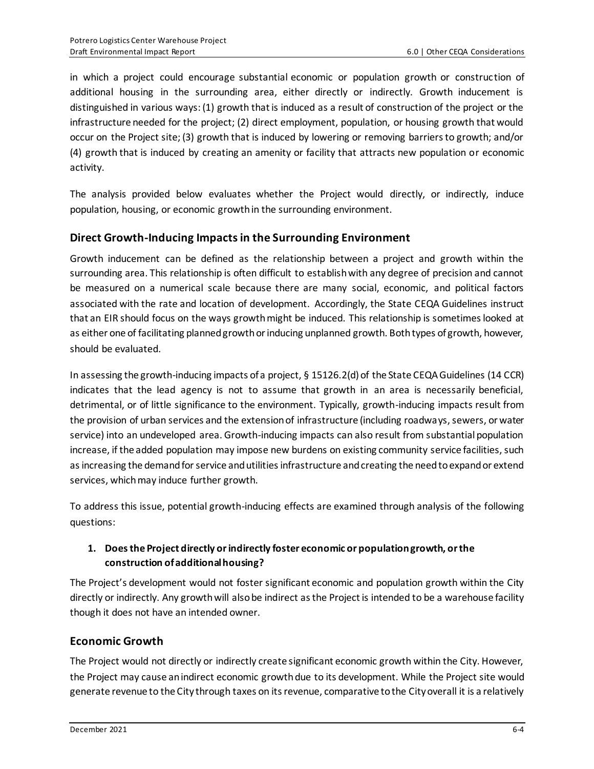in which a project could encourage substantial economic or population growth or construction of additional housing in the surrounding area, either directly or indirectly. Growth inducement is distinguished in various ways: (1) growth that is induced as a result of construction of the project or the infrastructure needed for the project; (2) direct employment, population, or housing growth that would occur on the Project site; (3) growth that is induced by lowering or removing barriers to growth; and/or (4) growth that is induced by creating an amenity or facility that attracts new population or economic activity.

The analysis provided below evaluates whether the Project would directly, or indirectly, induce population, housing, or economic growth in the surrounding environment.

## Direct Growth-Inducing Impacts in the Surrounding Environment

Growth inducement can be defined as the relationship between a project and growth within the surrounding area. This relationship is often difficult to establish with any degree of precision and cannot be measured on a numerical scale because there are many social, economic, and political factors associated with the rate and location of development. Accordingly, the State CEQA Guidelines instruct that an EIR should focus on the ways growth might be induced. This relationship is sometimes looked at as either one of facilitating planned growth or inducing unplanned growth. Both types of growth, however, should be evaluated.

In assessing the growth-inducing impacts of a project, § 15126.2(d) of the State CEQA Guidelines (14 CCR) indicates that the lead agency is not to assume that growth in an area is necessarily beneficial, detrimental, or of little significance to the environment. Typically, growth-inducing impacts result from the provision of urban services and the extension of infrastructure (including roadways, sewers, or water service) into an undeveloped area. Growth-inducing impacts can also result from substantial population increase, if the added population may impose new burdens on existing community service facilities, such as increasing the demand for service and utilities infrastructure and creating the need to expand or extend services, which may induce further growth.

To address this issue, potential growth-inducing effects are examined through analysis of the following questions:

1. **Does the Project directly or indirectly foster economic or population growth, or the construction of additional housing?**

The Project's development would not foster significant economic and population growth within the City directly or indirectly. Any growth will also be indirect as the Project is intended to be a warehouse facility though it does not have an intended owner.

## Economic Growth

The Project would not directly or indirectly create significant economic growth within the City. However, the Project may cause an indirect economic growth due to its development. While the Project site would generate revenue to the City through taxes on its revenue, comparative to the City overall it is a relatively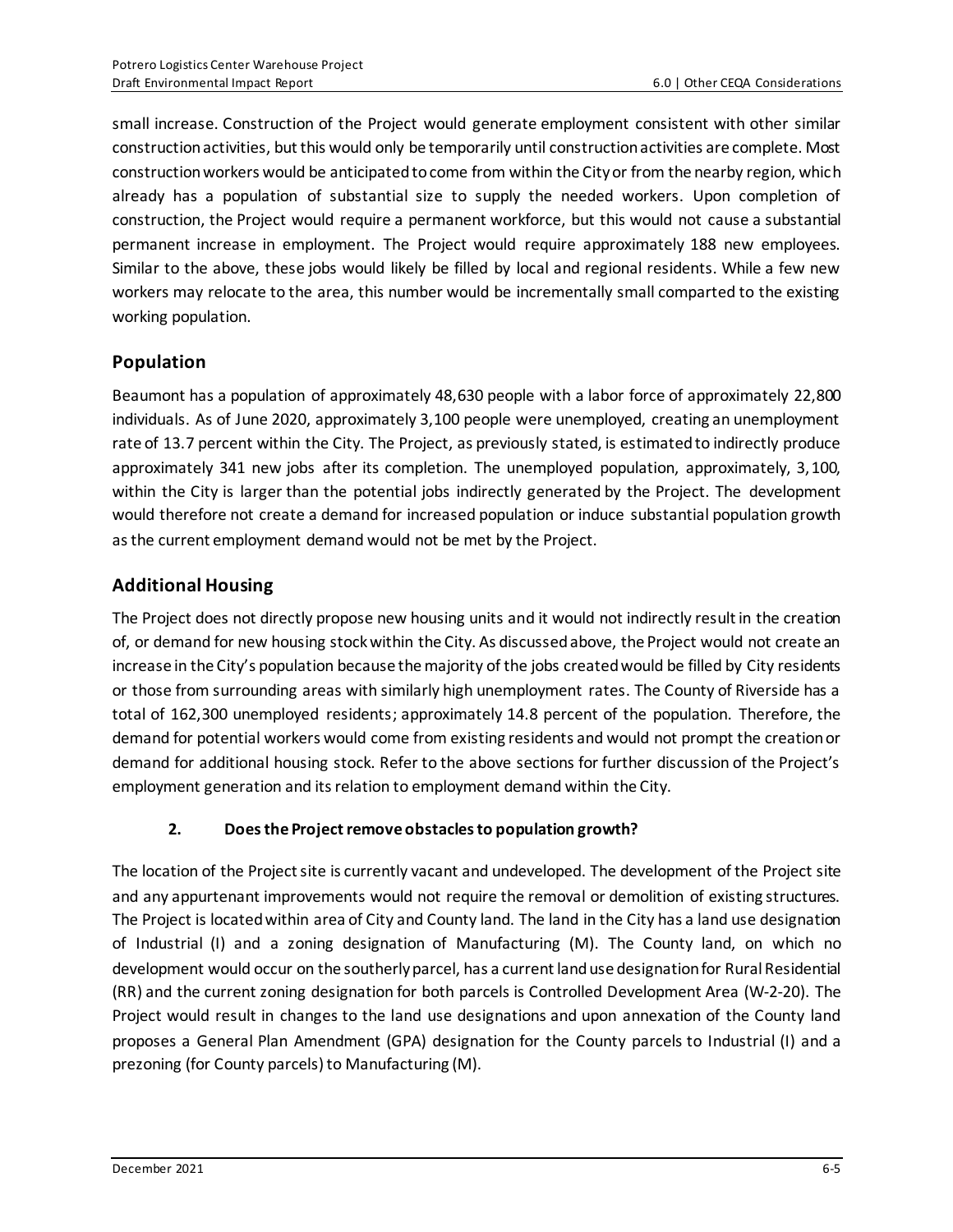small increase. Construction of the Project would generate employment consistent with other similar construction activities, but this would only be temporarily until construction activities are complete. Most construction workers would be anticipated to come from within the City or from the nearby region, which already has a population of substantial size to supply the needed workers. Upon completion of construction, the Project would require a permanent workforce, but this would not cause a substantial permanent increase in employment. The Project would require approximately 188 new employees. Similar to the above, these jobs would likely be filled by local and regional residents. While a few new workers may relocate to the area, this number would be incrementally small comparted to the existing working population.

## Population

Beaumont has a population of approximately 48,630 people with a labor force of approximately 22,800 individuals. As of June 2020, approximately 3,100 people were unemployed, creating an unemployment rate of 13.7 percent within the City. The Project, as previously stated, is estimated to indirectly produce approximately 341 new jobs after its completion. The unemployed population, approximately, 3,100, within the City is larger than the potential jobs indirectly generated by the Project. The development would therefore not create a demand for increased population or induce substantial population growth as the current employment demand would not be met by the Project.

## Additional Housing

The Project does not directly propose new housing units and it would not indirectly result in the creation of, or demand for new housing stock within the City. As discussed above, the Project would not create an increase in the City's population because the majority of the jobs created would be filled by City residents or those from surrounding areas with similarly high unemployment rates. The County of Riverside has a total of 162,300 unemployed residents; approximately 14.8 percent of the population. Therefore, the demand for potential workers would come from existing residents and would not prompt the creation or demand for additional housing stock. Refer to the above sections for further discussion of the Project's employment generation and its relation to employment demand within the City.

### 2. Does the Project remove obstacles to population growth?

The location of the Project site is currently vacant and undeveloped. The development of the Project site and any appurtenant improvements would not require the removal or demolition of existing structures. The Project is located within area of City and County land. The land in the City has a land use designation of Industrial (I) and a zoning designation of Manufacturing (M). The County land, on which no development would occur on the southerly parcel, has a current land use designation for Rural Residential (RR) and the current zoning designation for both parcels is Controlled Development Area (W-2-20). The Project would result in changes to the land use designations and upon annexation of the County land proposes a General Plan Amendment (GPA) designation for the County parcels to Industrial (I) and a prezoning (for County parcels) to Manufacturing (M).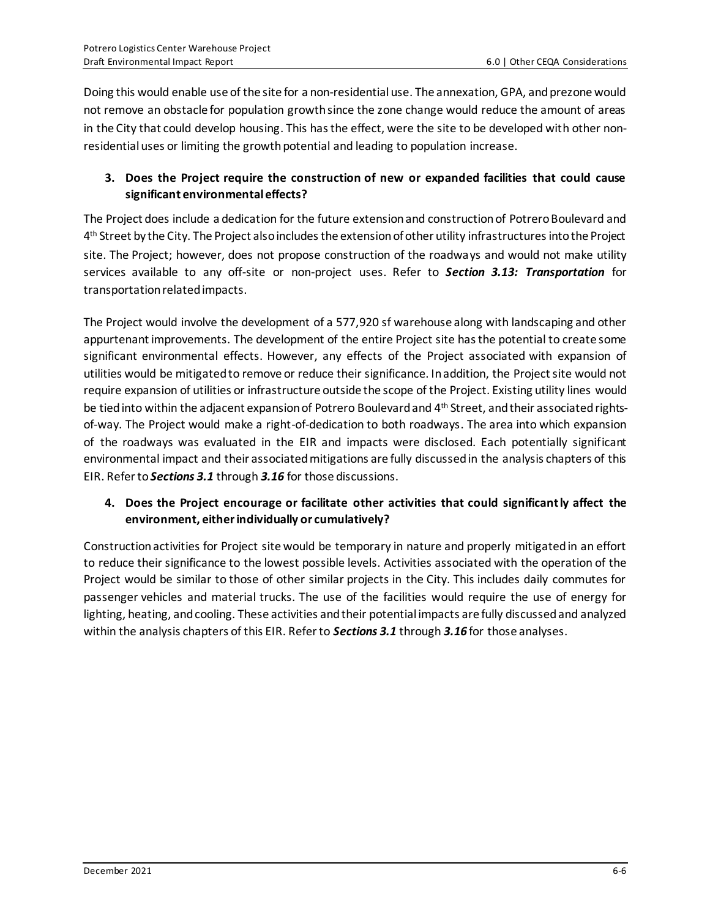Doing this would enable use of the site for a non-residential use. The annexation, GPA, and prezone would not remove an obstacle for population growth since the zone change would reduce the amount of areas in the City that could develop housing. This has the effect, were the site to be developed with other non-residential uses or limiting the growth potential and leading to population increase.

**3. Does the Project require the construction of new or expanded facilities that could cause significant environmental effects?**

The Project does include a dedication for the future extension and construction of Potrero Boulevard and 4th Street by the City. The Project also includes the extension of other utility infrastructures into the Project site. The Project; however, does not propose construction of the roadways and would not make utility services available to any off-site or non-project uses. Refer to ***Section 3.13: Transportation*** for transportation related impacts.

The Project would involve the development of a 577,920 sf warehouse along with landscaping and other appurtenant improvements. The development of the entire Project site has the potential to create some significant environmental effects. However, any effects of the Project associated with expansion of utilities would be mitigated to remove or reduce their significance. In addition, the Project site would not require expansion of utilities or infrastructure outside the scope of the Project. Existing utility lines would be tied into within the adjacent expansion of Potrero Boulevard and 4th Street, and their associated rights-of-way. The Project would make a right-of-dedication to both roadways. The area into which expansion of the roadways was evaluated in the EIR and impacts were disclosed. Each potentially significant environmental impact and their associated mitigations are fully discussed in the analysis chapters of this EIR. Refer to ***Sections 3.1*** through ***3.16*** for those discussions.

**4. Does the Project encourage or facilitate other activities that could significantly affect the environment, either individually or cumulatively?**

Construction activities for Project site would be temporary in nature and properly mitigated in an effort to reduce their significance to the lowest possible levels. Activities associated with the operation of the Project would be similar to those of other similar projects in the City. This includes daily commutes for passenger vehicles and material trucks. The use of the facilities would require the use of energy for lighting, heating, and cooling. These activities and their potential impacts are fully discussed and analyzed within the analysis chapters of this EIR. Refer to ***Sections 3.1*** through ***3.16*** for those analyses.